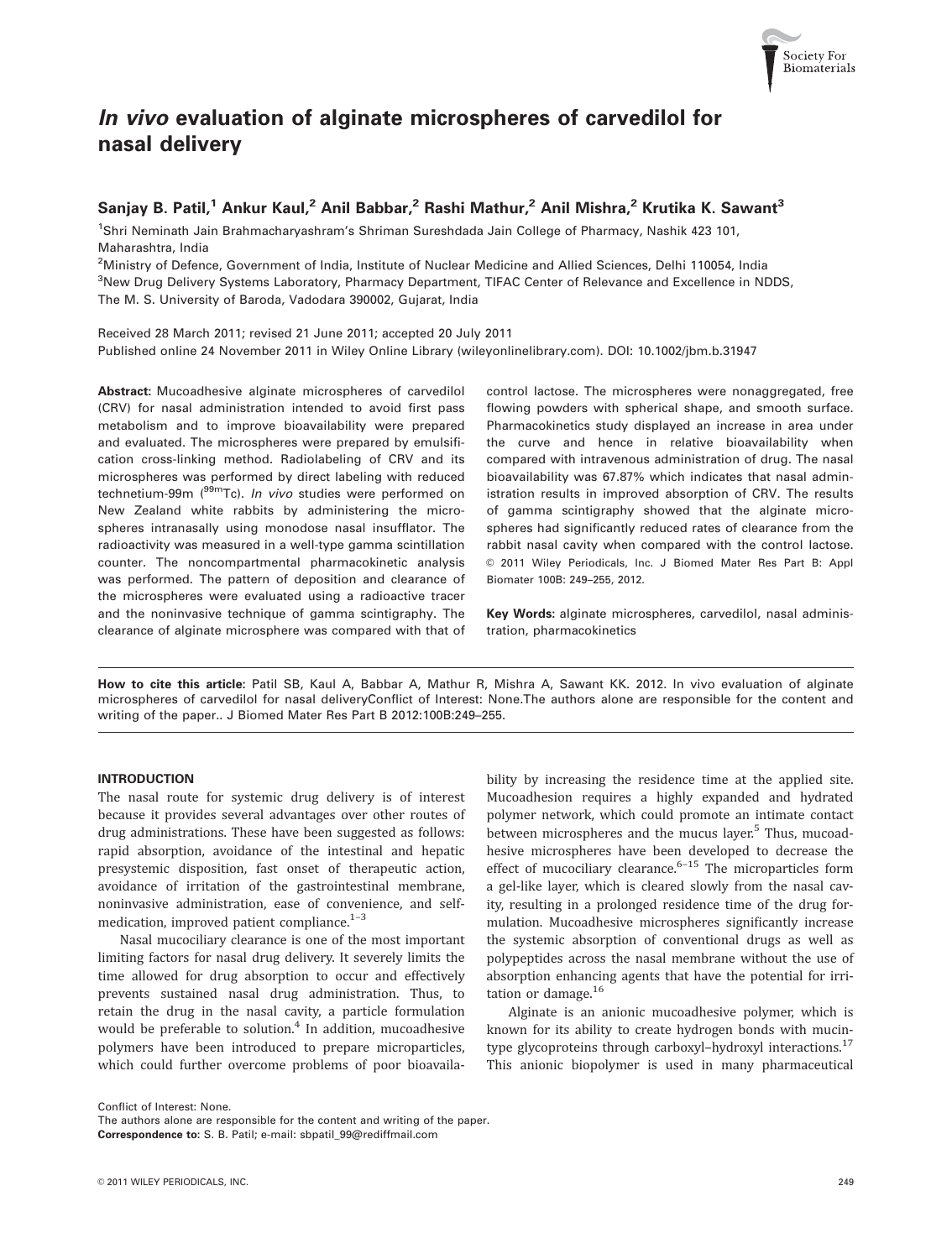# *In vivo* evaluation of alginate microspheres of carvedilol for nasal delivery

**Sanjay B. Patil,[1] Ankur Kaul,[2] Anil Babbar,[2] Rashi Mathur,[2] Anil Mishra,[2] Krutika K. Sawant[3]**

[1]Shri Neminath Jain Brahmacharyashram's Shriman Sureshdada Jain College of Pharmacy, Nashik 423 101, Maharashtra, India

[2]Ministry of Defence, Government of India, Institute of Nuclear Medicine and Allied Sciences, Delhi 110054, India

[3]New Drug Delivery Systems Laboratory, Pharmacy Department, TIFAC Center of Relevance and Excellence in NDDS, The M. S. University of Baroda, Vadodara 390002, Gujarat, India

Received 28 March 2011; revised 21 June 2011; accepted 20 July 2011
Published online 24 November 2011 in Wiley Online Library (wileyonlinelibrary.com). DOI: 10.1002/jbm.b.31947

**Abstract:** Mucoadhesive alginate microspheres of carvedilol (CRV) for nasal administration intended to avoid first pass metabolism and to improve bioavailability were prepared and evaluated. The microspheres were prepared by emulsification cross-linking method. Radiolabeling of CRV and its microspheres was performed by direct labeling with reduced technetium-99m ($^{99m}$Tc). *In vivo* studies were performed on New Zealand white rabbits by administering the microspheres intranasally using monodose nasal insufflator. The radioactivity was measured in a well-type gamma scintillation counter. The noncompartmental pharmacokinetic analysis was performed. The pattern of deposition and clearance of the microspheres were evaluated using a radioactive tracer and the noninvasive technique of gamma scintigraphy. The clearance of alginate microsphere was compared with that of control lactose. The microspheres were nonaggregated, free flowing powders with spherical shape, and smooth surface. Pharmacokinetics study displayed an increase in area under the curve and hence in relative bioavailability when compared with intravenous administration of drug. The nasal bioavailability was 67.87% which indicates that nasal administration results in improved absorption of CRV. The results of gamma scintigraphy showed that the alginate microspheres had significantly reduced rates of clearance from the rabbit nasal cavity when compared with the control lactose. © 2011 Wiley Periodicals, Inc. J Biomed Mater Res Part B: Appl Biomater 100B: 249–255, 2012.

**Key Words:** alginate microspheres, carvedilol, nasal administration, pharmacokinetics

**How to cite this article:** Patil SB, Kaul A, Babbar A, Mathur R, Mishra A, Sawant KK. 2012. In vivo evaluation of alginate microspheres of carvedilol for nasal deliveryConflict of Interest: None.The authors alone are responsible for the content and writing of the paper.. J Biomed Mater Res Part B 2012:100B:249–255.

## INTRODUCTION

The nasal route for systemic drug delivery is of interest because it provides several advantages over other routes of drug administrations. These have been suggested as follows: rapid absorption, avoidance of the intestinal and hepatic presystemic disposition, fast onset of therapeutic action, avoidance of irritation of the gastrointestinal membrane, noninvasive administration, ease of convenience, and self-medication, improved patient compliance.[1–3]

Nasal mucociliary clearance is one of the most important limiting factors for nasal drug delivery. It severely limits the time allowed for drug absorption to occur and effectively prevents sustained nasal drug administration. Thus, to retain the drug in the nasal cavity, a particle formulation would be preferable to solution.[4] In addition, mucoadhesive polymers have been introduced to prepare microparticles, which could further overcome problems of poor bioavailability by increasing the residence time at the applied site. Mucoadhesion requires a highly expanded and hydrated polymer network, which could promote an intimate contact between microspheres and the mucus layer.[5] Thus, mucoadhesive microspheres have been developed to decrease the effect of mucociliary clearance.[6–15] The microparticles form a gel-like layer, which is cleared slowly from the nasal cavity, resulting in a prolonged residence time of the drug formulation. Mucoadhesive microspheres significantly increase the systemic absorption of conventional drugs as well as polypeptides across the nasal membrane without the use of absorption enhancing agents that have the potential for irritation or damage.[16]

Alginate is an anionic mucoadhesive polymer, which is known for its ability to create hydrogen bonds with mucin-type glycoproteins through carboxyl–hydroxyl interactions.[17] This anionic biopolymer is used in many pharmaceutical

Conflict of Interest: None.
The authors alone are responsible for the content and writing of the paper.
**Correspondence to:** S. B. Patil; e-mail: sbpatil_99@rediffmail.com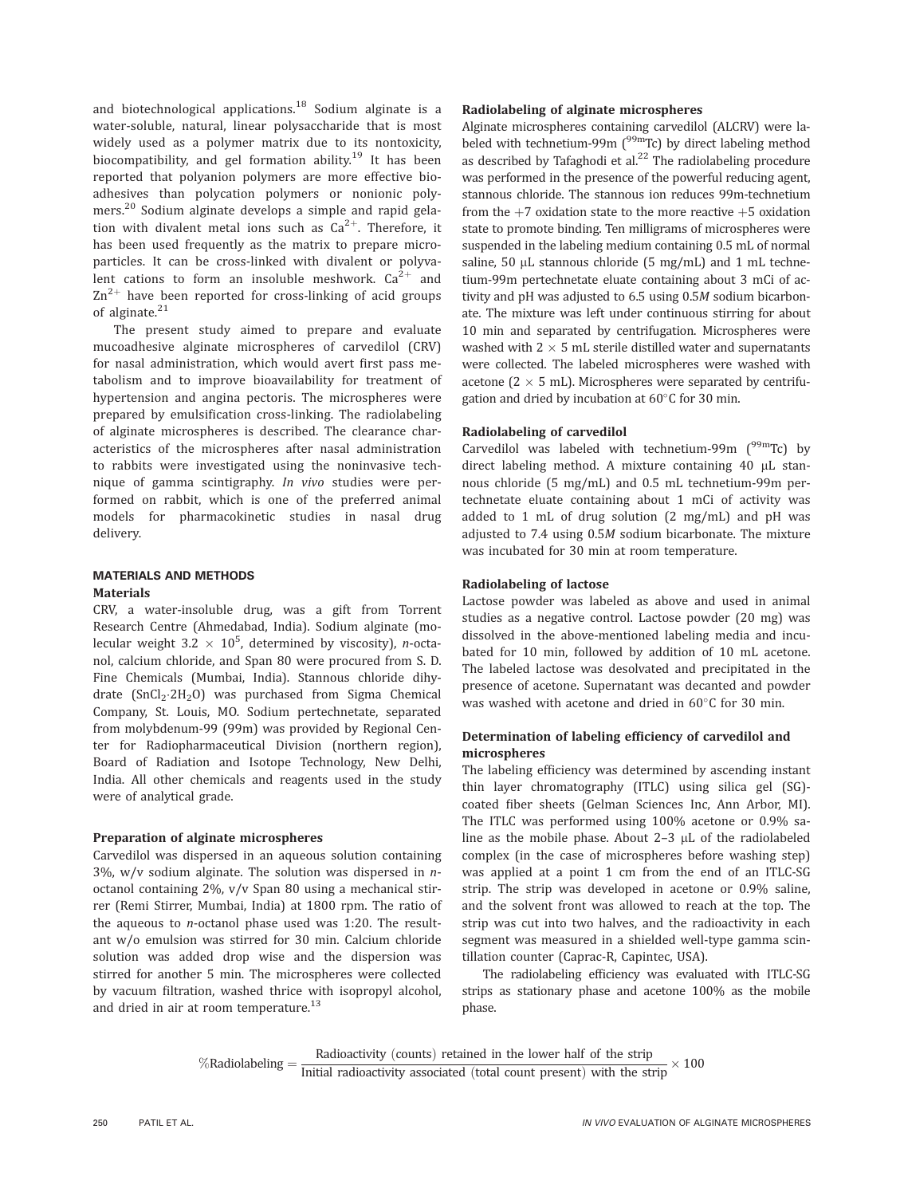and biotechnological applications.[18] Sodium alginate is a water-soluble, natural, linear polysaccharide that is most widely used as a polymer matrix due to its nontoxicity, biocompatibility, and gel formation ability.[19] It has been reported that polyanion polymers are more effective bioadhesives than polycation polymers or nonionic polymers.[20] Sodium alginate develops a simple and rapid gelation with divalent metal ions such as $Ca^{2+}$. Therefore, it has been used frequently as the matrix to prepare microparticles. It can be cross-linked with divalent or polyvalent cations to form an insoluble meshwork. $Ca^{2+}$ and $Zn^{2+}$ have been reported for cross-linking of acid groups of alginate.[21]

The present study aimed to prepare and evaluate mucoadhesive alginate microspheres of carvedilol (CRV) for nasal administration, which would avert first pass metabolism and to improve bioavailability for treatment of hypertension and angina pectoris. The microspheres were prepared by emulsification cross-linking. The radiolabeling of alginate microspheres is described. The clearance characteristics of the microspheres after nasal administration to rabbits were investigated using the noninvasive technique of gamma scintigraphy. *In vivo* studies were performed on rabbit, which is one of the preferred animal models for pharmacokinetic studies in nasal drug delivery.

## MATERIALS AND METHODS

### Materials

CRV, a water-insoluble drug, was a gift from Torrent Research Centre (Ahmedabad, India). Sodium alginate (molecular weight $3.2 \times 10^5$, determined by viscosity), *n*-octanol, calcium chloride, and Span 80 were procured from S. D. Fine Chemicals (Mumbai, India). Stannous chloride dihydrate ($SnCl_2 \cdot 2H_2O$) was purchased from Sigma Chemical Company, St. Louis, MO. Sodium pertechnetate, separated from molybdenum-99 (99m) was provided by Regional Center for Radiopharmaceutical Division (northern region), Board of Radiation and Isotope Technology, New Delhi, India. All other chemicals and reagents used in the study were of analytical grade.

### Preparation of alginate microspheres

Carvedilol was dispersed in an aqueous solution containing 3%, w/v sodium alginate. The solution was dispersed in *n*-octanol containing 2%, v/v Span 80 using a mechanical stirrer (Remi Stirrer, Mumbai, India) at 1800 rpm. The ratio of the aqueous to *n*-octanol phase used was 1:20. The resultant w/o emulsion was stirred for 30 min. Calcium chloride solution was added drop wise and the dispersion was stirred for another 5 min. The microspheres were collected by vacuum filtration, washed thrice with isopropyl alcohol, and dried in air at room temperature.[13]

### Radiolabeling of alginate microspheres

Alginate microspheres containing carvedilol (ALCRV) were labeled with technetium-99m ($^{99m}$Tc) by direct labeling method as described by Tafaghodi et al.[22] The radiolabeling procedure was performed in the presence of the powerful reducing agent, stannous chloride. The stannous ion reduces 99m-technetium from the +7 oxidation state to the more reactive +5 oxidation state to promote binding. Ten milligrams of microspheres were suspended in the labeling medium containing 0.5 mL of normal saline, 50 μL stannous chloride (5 mg/mL) and 1 mL technetium-99m pertechnetate eluate containing about 3 mCi of activity and pH was adjusted to 6.5 using 0.5*M* sodium bicarbonate. The mixture was left under continuous stirring for about 10 min and separated by centrifugation. Microspheres were washed with $2 \times 5$ mL sterile distilled water and supernatants were collected. The labeled microspheres were washed with acetone ($2 \times 5$ mL). Microspheres were separated by centrifugation and dried by incubation at 60°C for 30 min.

### Radiolabeling of carvedilol

Carvedilol was labeled with technetium-99m ($^{99m}$Tc) by direct labeling method. A mixture containing 40 μL stannous chloride (5 mg/mL) and 0.5 mL technetium-99m pertechnetate eluate containing about 1 mCi of activity was added to 1 mL of drug solution (2 mg/mL) and pH was adjusted to 7.4 using 0.5*M* sodium bicarbonate. The mixture was incubated for 30 min at room temperature.

### Radiolabeling of lactose

Lactose powder was labeled as above and used in animal studies as a negative control. Lactose powder (20 mg) was dissolved in the above-mentioned labeling media and incubated for 10 min, followed by addition of 10 mL acetone. The labeled lactose was desolvated and precipitated in the presence of acetone. Supernatant was decanted and powder was washed with acetone and dried in 60°C for 30 min.

### Determination of labeling efficiency of carvedilol and microspheres

The labeling efficiency was determined by ascending instant thin layer chromatography (ITLC) using silica gel (SG)-coated fiber sheets (Gelman Sciences Inc, Ann Arbor, MI). The ITLC was performed using 100% acetone or 0.9% saline as the mobile phase. About 2–3 μL of the radiolabeled complex (in the case of microspheres before washing step) was applied at a point 1 cm from the end of an ITLC-SG strip. The strip was developed in acetone or 0.9% saline, and the solvent front was allowed to reach at the top. The strip was cut into two halves, and the radioactivity in each segment was measured in a shielded well-type gamma scintillation counter (Caprac-R, Capintec, USA).

The radiolabeling efficiency was evaluated with ITLC-SG strips as stationary phase and acetone 100% as the mobile phase.

$$\%\text{Radiolabeling} = \frac{\text{Radioactivity (counts) retained in the lower half of the strip}}{\text{Initial radioactivity associated (total count present) with the strip}} \times 100$$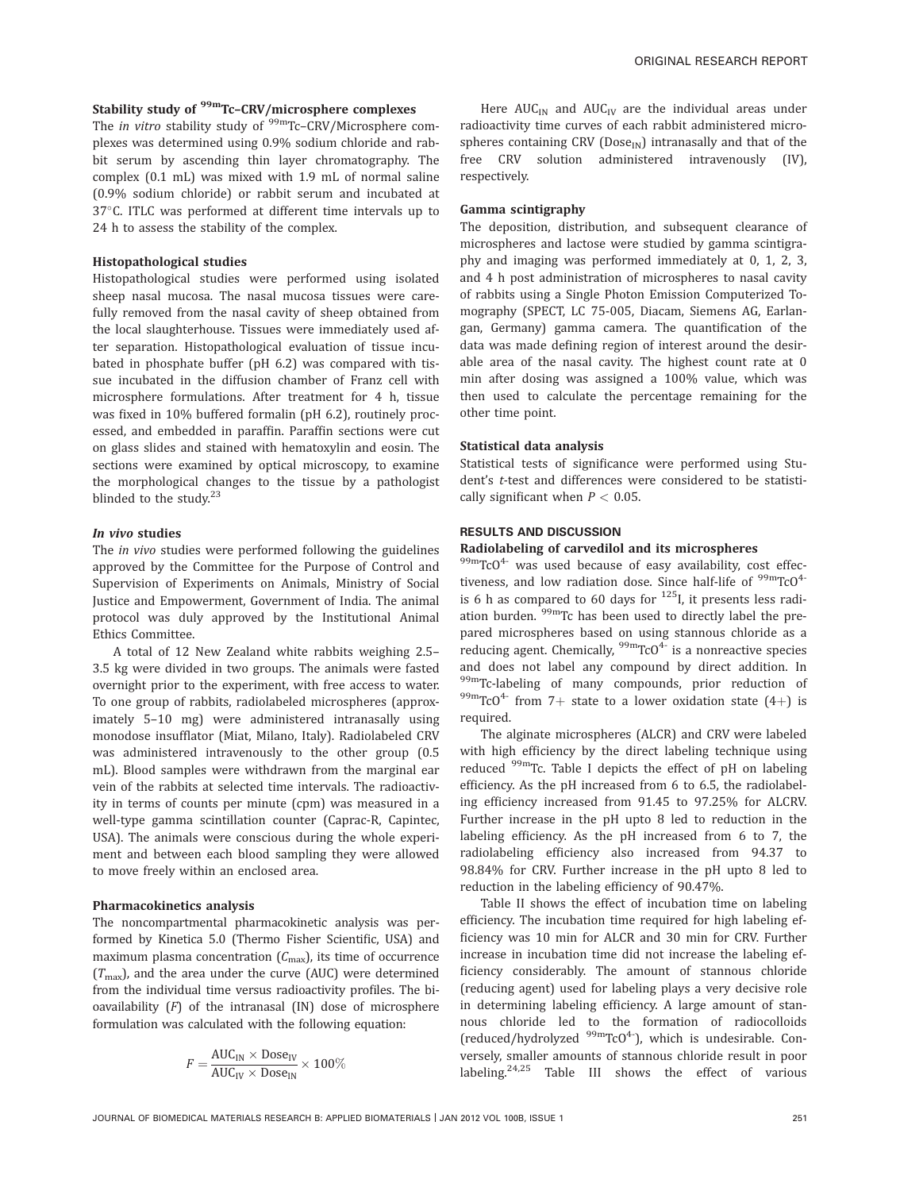### Stability study of $^{99m}$Tc–CRV/microsphere complexes

The *in vitro* stability study of $^{99m}$Tc–CRV/Microsphere complexes was determined using 0.9% sodium chloride and rabbit serum by ascending thin layer chromatography. The complex (0.1 mL) was mixed with 1.9 mL of normal saline (0.9% sodium chloride) or rabbit serum and incubated at 37°C. ITLC was performed at different time intervals up to 24 h to assess the stability of the complex.

### Histopathological studies

Histopathological studies were performed using isolated sheep nasal mucosa. The nasal mucosa tissues were carefully removed from the nasal cavity of sheep obtained from the local slaughterhouse. Tissues were immediately used after separation. Histopathological evaluation of tissue incubated in phosphate buffer (pH 6.2) was compared with tissue incubated in the diffusion chamber of Franz cell with microsphere formulations. After treatment for 4 h, tissue was fixed in 10% buffered formalin (pH 6.2), routinely processed, and embedded in paraffin. Paraffin sections were cut on glass slides and stained with hematoxylin and eosin. The sections were examined by optical microscopy, to examine the morphological changes to the tissue by a pathologist blinded to the study.[23]

### *In vivo* studies

The *in vivo* studies were performed following the guidelines approved by the Committee for the Purpose of Control and Supervision of Experiments on Animals, Ministry of Social Justice and Empowerment, Government of India. The animal protocol was duly approved by the Institutional Animal Ethics Committee.

A total of 12 New Zealand white rabbits weighing 2.5–3.5 kg were divided in two groups. The animals were fasted overnight prior to the experiment, with free access to water. To one group of rabbits, radiolabeled microspheres (approximately 5–10 mg) were administered intranasally using monodose insufflator (Miat, Milano, Italy). Radiolabeled CRV was administered intravenously to the other group (0.5 mL). Blood samples were withdrawn from the marginal ear vein of the rabbits at selected time intervals. The radioactivity in terms of counts per minute (cpm) was measured in a well-type gamma scintillation counter (Caprac-R, Capintec, USA). The animals were conscious during the whole experiment and between each blood sampling they were allowed to move freely within an enclosed area.

### Pharmacokinetics analysis

The noncompartmental pharmacokinetic analysis was performed by Kinetica 5.0 (Thermo Fisher Scientific, USA) and maximum plasma concentration ($C_{max}$), its time of occurrence ($T_{max}$), and the area under the curve (AUC) were determined from the individual time versus radioactivity profiles. The bioavailability ($F$) of the intranasal (IN) dose of microsphere formulation was calculated with the following equation:

$$F = \frac{AUC_{IN} \times Dose_{IV}}{AUC_{IV} \times Dose_{IN}} \times 100\%$$

Here $AUC_{IN}$ and $AUC_{IV}$ are the individual areas under radioactivity time curves of each rabbit administered microspheres containing CRV ($Dose_{IN}$) intranasally and that of the free CRV solution administered intravenously (IV), respectively.

### Gamma scintigraphy

The deposition, distribution, and subsequent clearance of microspheres and lactose were studied by gamma scintigraphy and imaging was performed immediately at 0, 1, 2, 3, and 4 h post administration of microspheres to nasal cavity of rabbits using a Single Photon Emission Computerized Tomography (SPECT, LC 75-005, Diacam, Siemens AG, Earlangan, Germany) gamma camera. The quantification of the data was made defining region of interest around the desirable area of the nasal cavity. The highest count rate at 0 min after dosing was assigned a 100% value, which was then used to calculate the percentage remaining for the other time point.

### Statistical data analysis

Statistical tests of significance were performed using Student's *t*-test and differences were considered to be statistically significant when $P < 0.05$.

## RESULTS AND DISCUSSION

### Radiolabeling of carvedilol and its microspheres

$^{99m}TcO^{4-}$ was used because of easy availability, cost effectiveness, and low radiation dose. Since half-life of $^{99m}TcO^{4-}$ is 6 h as compared to 60 days for $^{125}I$, it presents less radiation burden. $^{99m}$Tc has been used to directly label the prepared microspheres based on using stannous chloride as a reducing agent. Chemically, $^{99m}TcO^{4-}$ is a nonreactive species and does not label any compound by direct addition. In $^{99m}$Tc-labeling of many compounds, prior reduction of $^{99m}TcO^{4-}$ from 7+ state to a lower oxidation state (4+) is required.

The alginate microspheres (ALCR) and CRV were labeled with high efficiency by the direct labeling technique using reduced $^{99m}$Tc. Table I depicts the effect of pH on labeling efficiency. As the pH increased from 6 to 6.5, the radiolabeling efficiency increased from 91.45 to 97.25% for ALCRV. Further increase in the pH upto 8 led to reduction in the labeling efficiency. As the pH increased from 6 to 7, the radiolabeling efficiency also increased from 94.37 to 98.84% for CRV. Further increase in the pH upto 8 led to reduction in the labeling efficiency of 90.47%.

Table II shows the effect of incubation time on labeling efficiency. The incubation time required for high labeling efficiency was 10 min for ALCR and 30 min for CRV. Further increase in incubation time did not increase the labeling efficiency considerably. The amount of stannous chloride (reducing agent) used for labeling plays a very decisive role in determining labeling efficiency. A large amount of stannous chloride led to the formation of radiocolloids (reduced/hydrolyzed $^{99m}TcO^{4-}$), which is undesirable. Conversely, smaller amounts of stannous chloride result in poor labeling.[24,25] Table III shows the effect of various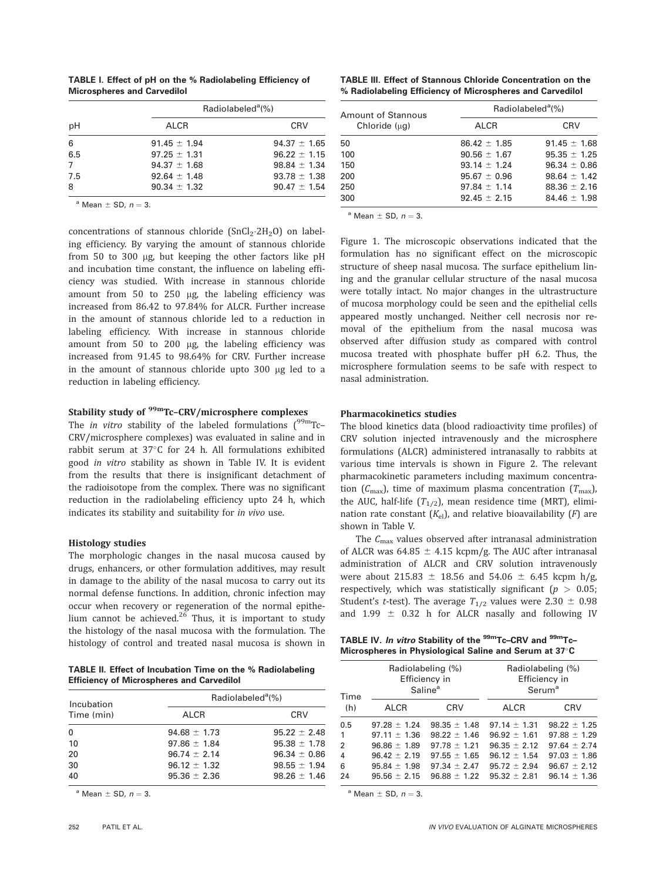**TABLE I. Effect of pH on the % Radiolabeling Efficiency of Microspheres and Carvedilol**

| pH | Radiolabeled[a](%) | |
|---|---|---|
| | ALCR | CRV |
| 6 | 91.45 ± 1.94 | 94.37 ± 1.65 |
| 6.5 | 97.25 ± 1.31 | 96.22 ± 1.15 |
| 7 | 94.37 ± 1.68 | 98.84 ± 1.34 |
| 7.5 | 92.64 ± 1.48 | 93.78 ± 1.38 |
| 8 | 90.34 ± 1.32 | 90.47 ± 1.54 |

[a] Mean ± SD, $n = 3$.

concentrations of stannous chloride ($SnCl_2 \cdot 2H_2O$) on labeling efficiency. By varying the amount of stannous chloride from 50 to 300 μg, but keeping the other factors like pH and incubation time constant, the influence on labeling efficiency was studied. With increase in stannous chloride amount from 50 to 250 μg, the labeling efficiency was increased from 86.42 to 97.84% for ALCR. Further increase in the amount of stannous chloride led to a reduction in labeling efficiency. With increase in stannous chloride amount from 50 to 200 μg, the labeling efficiency was increased from 91.45 to 98.64% for CRV. Further increase in the amount of stannous chloride upto 300 μg led to a reduction in labeling efficiency.

### Stability study of $^{99m}$Tc–CRV/microsphere complexes

The *in vitro* stability of the labeled formulations ($^{99m}$Tc–CRV/microsphere complexes) was evaluated in saline and in rabbit serum at 37°C for 24 h. All formulations exhibited good *in vitro* stability as shown in Table IV. It is evident from the results that there is insignificant detachment of the radioisotope from the complex. There was no significant reduction in the radiolabeling efficiency upto 24 h, which indicates its stability and suitability for *in vivo* use.

### Histology studies

The morphologic changes in the nasal mucosa caused by drugs, enhancers, or other formulation additives, may result in damage to the ability of the nasal mucosa to carry out its normal defense functions. In addition, chronic infection may occur when recovery or regeneration of the normal epithelium cannot be achieved.[26] Thus, it is important to study the histology of the nasal mucosa with the formulation. The histology of control and treated nasal mucosa is shown in Figure 1. The microscopic observations indicated that the formulation has no significant effect on the microscopic structure of sheep nasal mucosa. The surface epithelium lining and the granular cellular structure of the nasal mucosa were totally intact. No major changes in the ultrastructure of mucosa morphology could be seen and the epithelial cells appeared mostly unchanged. Neither cell necrosis nor removal of the epithelium from the nasal mucosa was observed after diffusion study as compared with control mucosa treated with phosphate buffer pH 6.2. Thus, the microsphere formulation seems to be safe with respect to nasal administration.

**TABLE II. Effect of Incubation Time on the % Radiolabeling Efficiency of Microspheres and Carvedilol**

| Incubation Time (min) | Radiolabeled[a](%) | |
|---|---|---|
| | ALCR | CRV |
| 0 | 94.68 ± 1.73 | 95.22 ± 2.48 |
| 10 | 97.86 ± 1.84 | 95.38 ± 1.78 |
| 20 | 96.74 ± 2.14 | 96.34 ± 0.86 |
| 30 | 96.12 ± 1.32 | 98.55 ± 1.94 |
| 40 | 95.36 ± 2.36 | 98.26 ± 1.46 |

[a] Mean ± SD, $n = 3$.

**TABLE III. Effect of Stannous Chloride Concentration on the % Radiolabeling Efficiency of Microspheres and Carvedilol**

| Amount of Stannous Chloride (μg) | Radiolabeled[a](%) | |
|---|---|---|
| | ALCR | CRV |
| 50 | 86.42 ± 1.85 | 91.45 ± 1.68 |
| 100 | 90.56 ± 1.67 | 95.35 ± 1.25 |
| 150 | 93.14 ± 1.24 | 96.34 ± 0.86 |
| 200 | 95.67 ± 0.96 | 98.64 ± 1.42 |
| 250 | 97.84 ± 1.14 | 88.36 ± 2.16 |
| 300 | 92.45 ± 2.15 | 84.46 ± 1.98 |

[a] Mean ± SD, $n = 3$.

### Pharmacokinetics studies

The blood kinetics data (blood radioactivity time profiles) of CRV solution injected intravenously and the microsphere formulations (ALCR) administered intranasally to rabbits at various time intervals is shown in Figure 2. The relevant pharmacokinetic parameters including maximum concentration ($C_{max}$), time of maximum plasma concentration ($T_{max}$), the AUC, half-life ($T_{1/2}$), mean residence time (MRT), elimination rate constant ($K_{el}$), and relative bioavailability ($F$) are shown in Table V.

The $C_{max}$ values observed after intranasal administration of ALCR was 64.85 ± 4.15 kcpm/g. The AUC after intranasal administration of ALCR and CRV solution intravenously were about 215.83 ± 18.56 and 54.06 ± 6.45 kcpm h/g, respectively, which was statistically significant ($p > 0.05$; Student's *t*-test). The average $T_{1/2}$ values were 2.30 ± 0.98 and 1.99 ± 0.32 h for ALCR nasally and following IV

**TABLE IV. *In vitro* Stability of the $^{99m}$Tc–CRV and $^{99m}$Tc–Microspheres in Physiological Saline and Serum at 37°C**

| Time (h) | Radiolabeling (%) Efficiency in Saline[a] | | Radiolabeling (%) Efficiency in Serum[a] | |
|---|---|---|---|---|
| | ALCR | CRV | ALCR | CRV |
| 0.5 | 97.28 ± 1.24 | 98.35 ± 1.48 | 97.14 ± 1.31 | 98.22 ± 1.25 |
| 1 | 97.11 ± 1.36 | 98.22 ± 1.46 | 96.92 ± 1.61 | 97.88 ± 1.29 |
| 2 | 96.86 ± 1.89 | 97.78 ± 1.21 | 96.35 ± 2.12 | 97.64 ± 2.74 |
| 4 | 96.42 ± 2.19 | 97.55 ± 1.65 | 96.12 ± 1.54 | 97.03 ± 1.86 |
| 6 | 95.84 ± 1.98 | 97.34 ± 2.47 | 95.72 ± 2.94 | 96.67 ± 2.12 |
| 24 | 95.56 ± 2.15 | 96.88 ± 1.22 | 95.32 ± 2.81 | 96.14 ± 1.36 |

[a] Mean ± SD, $n = 3$.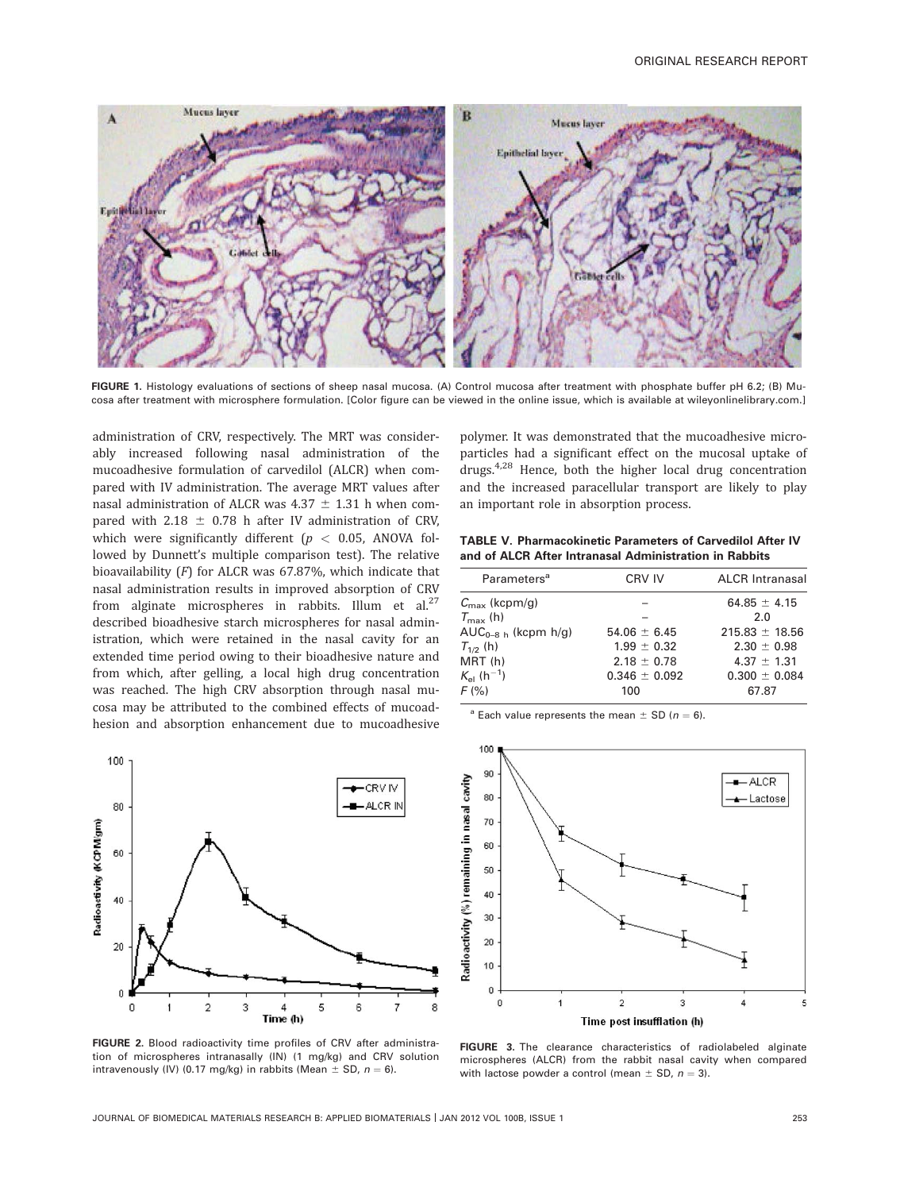FIGURE 1. Histology evaluations of sections of sheep nasal mucosa. (A) Control mucosa after treatment with phosphate buffer pH 6.2; (B) Mucosa after treatment with microsphere formulation. [Color figure can be viewed in the online issue, which is available at wileyonlinelibrary.com.]

administration of CRV, respectively. The MRT was considerably increased following nasal administration of the mucoadhesive formulation of carvedilol (ALCR) when compared with IV administration. The average MRT values after nasal administration of ALCR was 4.37 ± 1.31 h when compared with 2.18 ± 0.78 h after IV administration of CRV, which were significantly different ($p < 0.05$, ANOVA followed by Dunnett's multiple comparison test). The relative bioavailability ($F$) for ALCR was 67.87%, which indicate that nasal administration results in improved absorption of CRV from alginate microspheres in rabbits. Illum et al.[27] described bioadhesive starch microspheres for nasal administration, which were retained in the nasal cavity for an extended time period owing to their bioadhesive nature and from which, after gelling, a local high drug concentration was reached. The high CRV absorption through nasal mucosa may be attributed to the combined effects of mucoadhesion and absorption enhancement due to mucoadhesive polymer. It was demonstrated that the mucoadhesive microparticles had a significant effect on the mucosal uptake of drugs.[4,28] Hence, both the higher local drug concentration and the increased paracellular transport are likely to play an important role in absorption process.

**TABLE V. Pharmacokinetic Parameters of Carvedilol After IV and of ALCR After Intranasal Administration in Rabbits**

| Parameters[a] | CRV IV | ALCR Intranasal |
|---|---|---|
| $C_{max}$ (kcpm/g) | – | 64.85 ± 4.15 |
| $T_{max}$ (h) | – | 2.0 |
| $AUC_{0–8\ h}$ (kcpm h/g) | 54.06 ± 6.45 | 215.83 ± 18.56 |
| $T_{1/2}$ (h) | 1.99 ± 0.32 | 2.30 ± 0.98 |
| MRT (h) | 2.18 ± 0.78 | 4.37 ± 1.31 |
| $K_{el}$ ($h^{-1}$) | 0.346 ± 0.092 | 0.300 ± 0.084 |
| $F$ (%) | 100 | 67.87 |

[a] Each value represents the mean ± SD ($n = 6$).

FIGURE 2. Blood radioactivity time profiles of CRV after administration of microspheres intranasally (IN) (1 mg/kg) and CRV solution intravenously (IV) (0.17 mg/kg) in rabbits (Mean ± SD, $n = 6$).

FIGURE 3. The clearance characteristics of radiolabeled alginate microspheres (ALCR) from the rabbit nasal cavity when compared with lactose powder a control (mean ± SD, $n = 3$).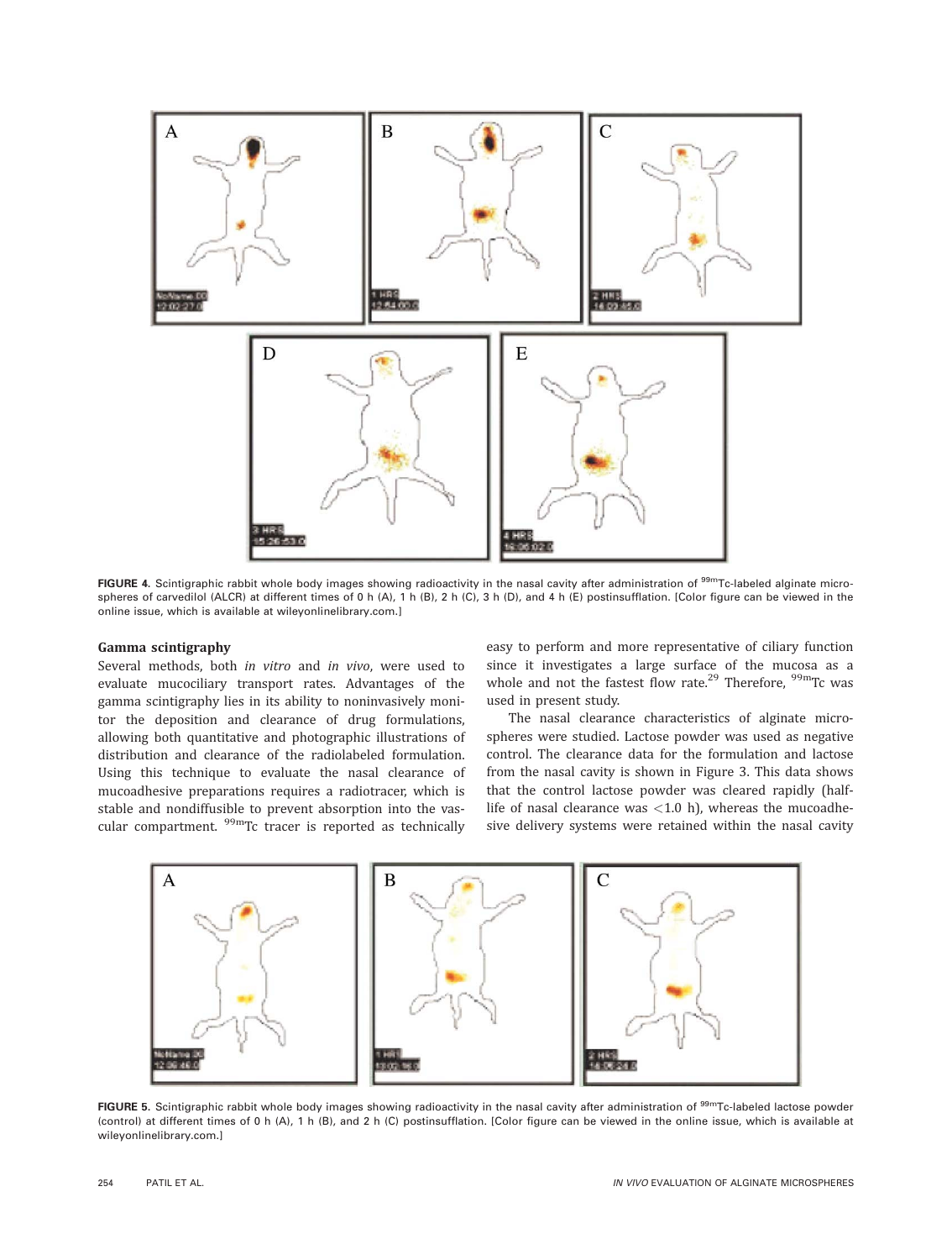**FIGURE 4.** Scintigraphic rabbit whole body images showing radioactivity in the nasal cavity after administration of $^{99m}$Tc-labeled alginate microspheres of carvedilol (ALCR) at different times of 0 h (A), 1 h (B), 2 h (C), 3 h (D), and 4 h (E) postinsufflation. [Color figure can be viewed in the online issue, which is available at wileyonlinelibrary.com.]

### Gamma scintigraphy

Several methods, both *in vitro* and *in vivo*, were used to evaluate mucociliary transport rates. Advantages of the gamma scintigraphy lies in its ability to noninvasively monitor the deposition and clearance of drug formulations, allowing both quantitative and photographic illustrations of distribution and clearance of the radiolabeled formulation. Using this technique to evaluate the nasal clearance of mucoadhesive preparations requires a radiotracer, which is stable and nondiffusible to prevent absorption into the vascular compartment. $^{99m}$Tc tracer is reported as technically easy to perform and more representative of ciliary function since it investigates a large surface of the mucosa as a whole and not the fastest flow rate.[29] Therefore, $^{99m}$Tc was used in present study.

The nasal clearance characteristics of alginate microspheres were studied. Lactose powder was used as negative control. The clearance data for the formulation and lactose from the nasal cavity is shown in Figure 3. This data shows that the control lactose powder was cleared rapidly (half-life of nasal clearance was <1.0 h), whereas the mucoadhesive delivery systems were retained within the nasal cavity

**FIGURE 5.** Scintigraphic rabbit whole body images showing radioactivity in the nasal cavity after administration of $^{99m}$Tc-labeled lactose powder (control) at different times of 0 h (A), 1 h (B), and 2 h (C) postinsufflation. [Color figure can be viewed in the online issue, which is available at wileyonlinelibrary.com.]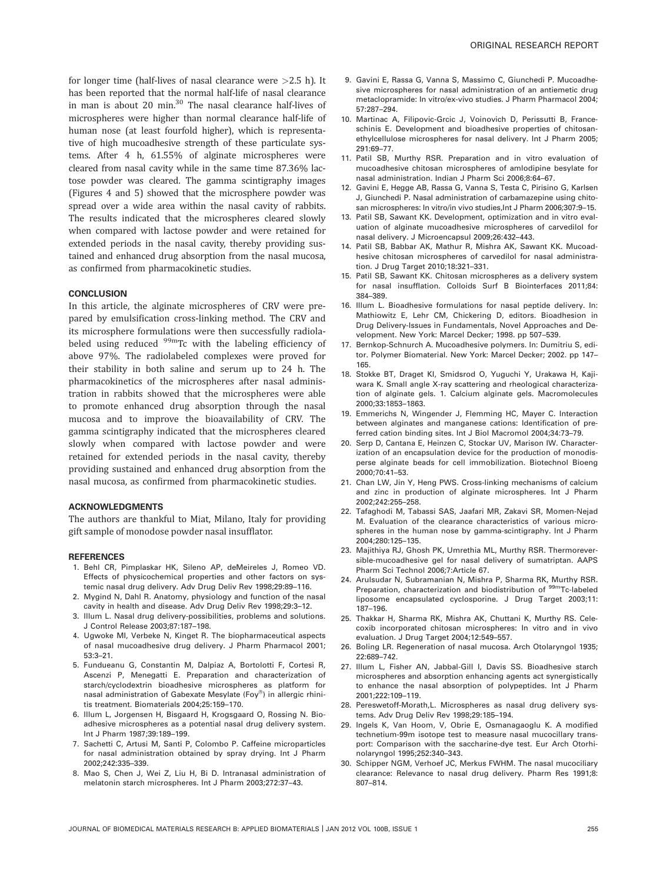for longer time (half-lives of nasal clearance were >2.5 h). It has been reported that the normal half-life of nasal clearance in man is about 20 min.[30] The nasal clearance half-lives of microspheres were higher than normal clearance half-life of human nose (at least fourfold higher), which is representative of high mucoadhesive strength of these particulate systems. After 4 h, 61.55% of alginate microspheres were cleared from nasal cavity while in the same time 87.36% lactose powder was cleared. The gamma scintigraphy images (Figures 4 and 5) showed that the microsphere powder was spread over a wide area within the nasal cavity of rabbits. The results indicated that the microspheres cleared slowly when compared with lactose powder and were retained for extended periods in the nasal cavity, thereby providing sustained and enhanced drug absorption from the nasal mucosa, as confirmed from pharmacokinetic studies.

## CONCLUSION

In this article, the alginate microspheres of CRV were prepared by emulsification cross-linking method. The CRV and its microsphere formulations were then successfully radiolabeled using reduced $^{99m}$Tc with the labeling efficiency of above 97%. The radiolabeled complexes were proved for their stability in both saline and serum up to 24 h. The pharmacokinetics of the microspheres after nasal administration in rabbits showed that the microspheres were able to promote enhanced drug absorption through the nasal mucosa and to improve the bioavailability of CRV. The gamma scintigraphy indicated that the microspheres cleared slowly when compared with lactose powder and were retained for extended periods in the nasal cavity, thereby providing sustained and enhanced drug absorption from the nasal mucosa, as confirmed from pharmacokinetic studies.

## ACKNOWLEDGMENTS

The authors are thankful to Miat, Milano, Italy for providing gift sample of monodose powder nasal insufflator.

## REFERENCES

1. Behl CR, Pimplaskar HK, Sileno AP, deMeireles J, Romeo VD. Effects of physicochemical properties and other factors on systemic nasal drug delivery. Adv Drug Deliv Rev 1998;29:89–116.
2. Mygind N, Dahl R. Anatomy, physiology and function of the nasal cavity in health and disease. Adv Drug Deliv Rev 1998;29:3–12.
3. Illum L. Nasal drug delivery-possibilities, problems and solutions. J Control Release 2003;87:187–198.
4. Ugwoke MI, Verbeke N, Kinget R. The biopharmaceutical aspects of nasal mucoadhesive drug delivery. J Pharm Pharmacol 2001; 53:3–21.
5. Fundueanu G, Constantin M, Dalpiaz A, Bortolotti F, Cortesi R, Ascenzi P, Menegatti E. Preparation and characterization of starch/cyclodextrin bioadhesive microspheres as platform for nasal administration of Gabexate Mesylate (Foy®) in allergic rhinitis treatment. Biomaterials 2004;25:159–170.
6. Illum L, Jorgensen H, Bisgaard H, Krogsgaard O, Rossing N. Bioadhesive microspheres as a potential nasal drug delivery system. Int J Pharm 1987;39:189–199.
7. Sachetti C, Artusi M, Santi P, Colombo P. Caffeine microparticles for nasal administration obtained by spray drying. Int J Pharm 2002;242:335–339.
8. Mao S, Chen J, Wei Z, Liu H, Bi D. Intranasal administration of melatonin starch microspheres. Int J Pharm 2003;272:37–43.
9. Gavini E, Rassa G, Vanna S, Massimo C, Giunchedi P. Mucoadhesive microspheres for nasal administration of an antiemetic drug metaclopramide: In vitro/ex-vivo studies. J Pharm Pharmacol 2004; 57:287–294.
10. Martinac A, Filipovic-Grcic J, Voinovich D, Perissutti B, Franceschinis E. Development and bioadhesive properties of chitosan-ethylcellulose microspheres for nasal delivery. Int J Pharm 2005; 291:69–77.
11. Patil SB, Murthy RSR. Preparation and in vitro evaluation of mucoadhesive chitosan microspheres of amlodipine besylate for nasal administration. Indian J Pharm Sci 2006;8:64–67.
12. Gavini E, Hegge AB, Rassa G, Vanna S, Testa C, Pirisino G, Karlsen J, Giunchedi P. Nasal administration of carbamazepine using chitosan microspheres: In vitro/in vivo studies,Int J Pharm 2006;307:9–15.
13. Patil SB, Sawant KK. Development, optimization and in vitro evaluation of alginate mucoadhesive microspheres of carvedilol for nasal delivery. J Microencapsul 2009;26:432–443.
14. Patil SB, Babbar AK, Mathur R, Mishra AK, Sawant KK. Mucoadhesive chitosan microspheres of carvedilol for nasal administration. J Drug Target 2010;18:321–331.
15. Patil SB, Sawant KK. Chitosan microspheres as a delivery system for nasal insufflation. Colloids Surf B Biointerfaces 2011;84: 384–389.
16. Illum L. Bioadhesive formulations for nasal peptide delivery. In: Mathiowitz E, Lehr CM, Chickering D, editors. Bioadhesion in Drug Delivery-Issues in Fundamentals, Novel Approaches and Development. New York: Marcel Decker; 1998. pp 507–539.
17. Bernkop-Schnurch A. Mucoadhesive polymers. In: Dumitriu S, editor. Polymer Biomaterial. New York: Marcel Decker; 2002. pp 147–165.
18. Stokke BT, Draget KI, Smidsrod O, Yuguchi Y, Urakawa H, Kajiwara K. Small angle X-ray scattering and rheological characterization of alginate gels. 1. Calcium alginate gels. Macromolecules 2000;33:1853–1863.
19. Emmerichs N, Wingender J, Flemming HC, Mayer C. Interaction between alginates and manganese cations: Identification of preferred cation binding sites. Int J Biol Macromol 2004;34:73–79.
20. Serp D, Cantana E, Heinzen C, Stockar UV, Marison IW. Characterization of an encapsulation device for the production of monodisperse alginate beads for cell immobilization. Biotechnol Bioeng 2000;70:41–53.
21. Chan LW, Jin Y, Heng PWS. Cross-linking mechanisms of calcium and zinc in production of alginate microspheres. Int J Pharm 2002;242:255–258.
22. Tafaghodi M, Tabassi SAS, Jaafari MR, Zakavi SR, Momen-Nejad M. Evaluation of the clearance characteristics of various microspheres in the human nose by gamma-scintigraphy. Int J Pharm 2004;280:125–135.
23. Majithiya RJ, Ghosh PK, Umrethia ML, Murthy RSR. Thermoreversible-mucoadhesive gel for nasal delivery of sumatriptan. AAPS Pharm Sci Technol 2006;7:Article 67.
24. Arulsudar N, Subramanian N, Mishra P, Sharma RK, Murthy RSR. Preparation, characterization and biodistribution of $^{99m}$Tc-labeled liposome encapsulated cyclosporine. J Drug Target 2003;11: 187–196.
25. Thakkar H, Sharma RK, Mishra AK, Chuttani K, Murthy RS. Celecoxib incorporated chitosan microspheres: In vitro and in vivo evaluation. J Drug Target 2004;12:549–557.
26. Boling LR. Regeneration of nasal mucosa. Arch Otolaryngol 1935; 22:689–742.
27. Illum L, Fisher AN, Jabbal-Gill I, Davis SS. Bioadhesive starch microspheres and absorption enhancing agents act synergistically to enhance the nasal absorption of polypeptides. Int J Pharm 2001;222:109–119.
28. Pereswetoff-Morath,L. Microspheres as nasal drug delivery systems. Adv Drug Deliv Rev 1998;29:185–194.
29. Ingels K, Van Hoom, V, Obrie E, Osmanagaoglu K. A modified technetium-99m isotope test to measure nasal mucocillary transport: Comparison with the saccharine-dye test. Eur Arch Otorhinolaryngol 1995;252:340–343.
30. Schipper NGM, Verhoef JC, Merkus FWHM. The nasal mucociliary clearance: Relevance to nasal drug delivery. Pharm Res 1991;8: 807–814.